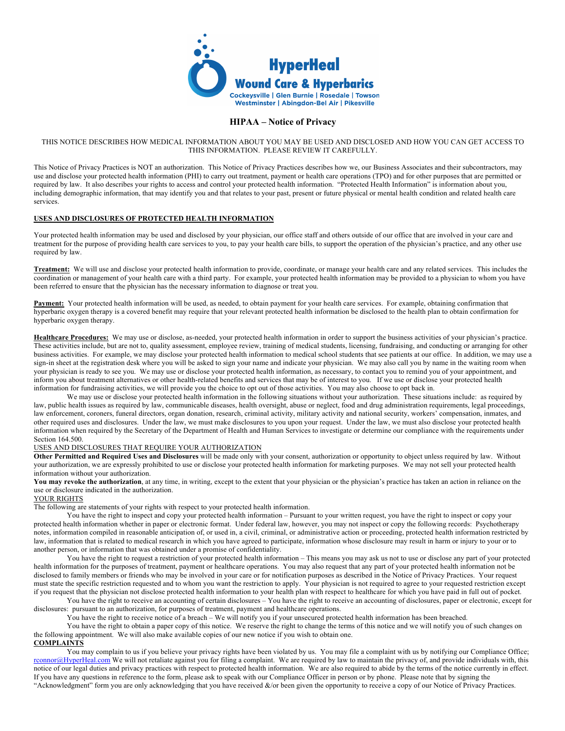HyperHeal
Wound Care & Hyperbarics
Cockeysville | Glen Burnie | Rosedale | Towson
Westminster | Abingdon-Bel Air | Pikesville

# HIPAA – Notice of Privacy

THIS NOTICE DESCRIBES HOW MEDICAL INFORMATION ABOUT YOU MAY BE USED AND DISCLOSED AND HOW YOU CAN GET ACCESS TO THIS INFORMATION. PLEASE REVIEW IT CAREFULLY.

This Notice of Privacy Practices is NOT an authorization. This Notice of Privacy Practices describes how we, our Business Associates and their subcontractors, may use and disclose your protected health information (PHI) to carry out treatment, payment or health care operations (TPO) and for other purposes that are permitted or required by law. It also describes your rights to access and control your protected health information. "Protected Health Information" is information about you, including demographic information, that may identify you and that relates to your past, present or future physical or mental health condition and related health care services.

**USES AND DISCLOSURES OF PROTECTED HEALTH INFORMATION**

Your protected health information may be used and disclosed by your physician, our office staff and others outside of our office that are involved in your care and treatment for the purpose of providing health care services to you, to pay your health care bills, to support the operation of the physician's practice, and any other use required by law.

**Treatment:** We will use and disclose your protected health information to provide, coordinate, or manage your health care and any related services. This includes the coordination or management of your health care with a third party. For example, your protected health information may be provided to a physician to whom you have been referred to ensure that the physician has the necessary information to diagnose or treat you.

**Payment:** Your protected health information will be used, as needed, to obtain payment for your health care services. For example, obtaining confirmation that hyperbaric oxygen therapy is a covered benefit may require that your relevant protected health information be disclosed to the health plan to obtain confirmation for hyperbaric oxygen therapy.

**Healthcare Procedures:** We may use or disclose, as-needed, your protected health information in order to support the business activities of your physician's practice. These activities include, but are not to, quality assessment, employee review, training of medical students, licensing, fundraising, and conducting or arranging for other business activities. For example, we may disclose your protected health information to medical school students that see patients at our office. In addition, we may use a sign-in sheet at the registration desk where you will be asked to sign your name and indicate your physician. We may also call you by name in the waiting room when your physician is ready to see you. We may use or disclose your protected health information, as necessary, to contact you to remind you of your appointment, and inform you about treatment alternatives or other health-related benefits and services that may be of interest to you. If we use or disclose your protected health information for fundraising activities, we will provide you the choice to opt out of those activities. You may also choose to opt back in.

We may use or disclose your protected health information in the following situations without your authorization. These situations include: as required by law, public health issues as required by law, communicable diseases, health oversight, abuse or neglect, food and drug administration requirements, legal proceedings, law enforcement, coroners, funeral directors, organ donation, research, criminal activity, military activity and national security, workers' compensation, inmates, and other required uses and disclosures. Under the law, we must make disclosures to you upon your request. Under the law, we must also disclose your protected health information when required by the Secretary of the Department of Health and Human Services to investigate or determine our compliance with the requirements under Section 164.500.

USES AND DISCLOSURES THAT REQUIRE YOUR AUTHORIZATION

**Other Permitted and Required Uses and Disclosures** will be made only with your consent, authorization or opportunity to object unless required by law. Without your authorization, we are expressly prohibited to use or disclose your protected health information for marketing purposes. We may not sell your protected health information without your authorization.

**You may revoke the authorization**, at any time, in writing, except to the extent that your physician or the physician's practice has taken an action in reliance on the use or disclosure indicated in the authorization.

YOUR RIGHTS

The following are statements of your rights with respect to your protected health information.

You have the right to inspect and copy your protected health information – Pursuant to your written request, you have the right to inspect or copy your protected health information whether in paper or electronic format. Under federal law, however, you may not inspect or copy the following records: Psychotherapy notes, information compiled in reasonable anticipation of, or used in, a civil, criminal, or administrative action or proceeding, protected health information restricted by law, information that is related to medical research in which you have agreed to participate, information whose disclosure may result in harm or injury to your or to another person, or information that was obtained under a promise of confidentiality.

You have the right to request a restriction of your protected health information – This means you may ask us not to use or disclose any part of your protected health information for the purposes of treatment, payment or healthcare operations. You may also request that any part of your protected health information not be disclosed to family members or friends who may be involved in your care or for notification purposes as described in the Notice of Privacy Practices. Your request must state the specific restriction requested and to whom you want the restriction to apply. Your physician is not required to agree to your requested restriction except if you request that the physician not disclose protected health information to your health plan with respect to healthcare for which you have paid in full out of pocket.

You have the right to receive an accounting of certain disclosures – You have the right to receive an accounting of disclosures, paper or electronic, except for disclosures: pursuant to an authorization, for purposes of treatment, payment and healthcare operations.

You have the right to receive notice of a breach – We will notify you if your unsecured protected health information has been breached.

You have the right to obtain a paper copy of this notice. We reserve the right to change the terms of this notice and we will notify you of such changes on the following appointment. We will also make available copies of our new notice if you wish to obtain one.

**COMPLAINTS**

You may complain to us if you believe your privacy rights have been violated by us. You may file a complaint with us by notifying our Compliance Office; rconnor@HyperHeal.com We will not retaliate against you for filing a complaint. We are required by law to maintain the privacy of, and provide individuals with, this notice of our legal duties and privacy practices with respect to protected health information. We are also required to abide by the terms of the notice currently in effect. If you have any questions in reference to the form, please ask to speak with our Compliance Officer in person or by phone. Please note that by signing the "Acknowledgment" form you are only acknowledging that you have received &/or been given the opportunity to receive a copy of our Notice of Privacy Practices.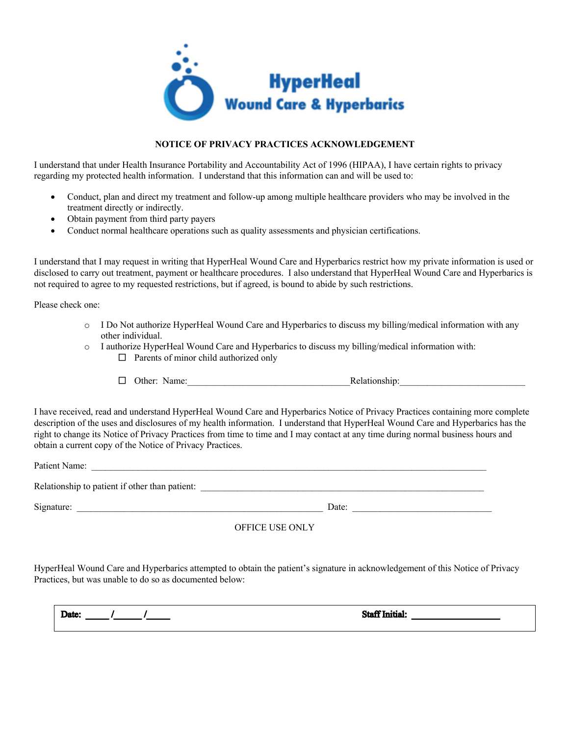HyperHeal
Wound Care & Hyperbarics

**NOTICE OF PRIVACY PRACTICES ACKNOWLEDGEMENT**

I understand that under Health Insurance Portability and Accountability Act of 1996 (HIPAA), I have certain rights to privacy regarding my protected health information. I understand that this information can and will be used to:

- Conduct, plan and direct my treatment and follow-up among multiple healthcare providers who may be involved in the treatment directly or indirectly.
- Obtain payment from third party payers
- Conduct normal healthcare operations such as quality assessments and physician certifications.

I understand that I may request in writing that HyperHeal Wound Care and Hyperbarics restrict how my private information is used or disclosed to carry out treatment, payment or healthcare procedures. I also understand that HyperHeal Wound Care and Hyperbarics is not required to agree to my requested restrictions, but if agreed, is bound to abide by such restrictions.

Please check one:

- ○ I Do Not authorize HyperHeal Wound Care and Hyperbarics to discuss my billing/medical information with any other individual.
- ○ I authorize HyperHeal Wound Care and Hyperbarics to discuss my billing/medical information with:
  - ☐ Parents of minor child authorized only
  - ☐ Other: Name:_________________________________Relationship:___________________________

I have received, read and understand HyperHeal Wound Care and Hyperbarics Notice of Privacy Practices containing more complete description of the uses and disclosures of my health information. I understand that HyperHeal Wound Care and Hyperbarics has the right to change its Notice of Privacy Practices from time to time and I may contact at any time during normal business hours and obtain a current copy of the Notice of Privacy Practices.

Patient Name: ______________________________________________________________________________

Relationship to patient if other than patient: ______________________________________________________

Signature: ____________________________________________________ Date: _____________________________

OFFICE USE ONLY

HyperHeal Wound Care and Hyperbarics attempted to obtain the patient's signature in acknowledgement of this Notice of Privacy Practices, but was unable to do so as documented below:

**Date:** _____/______/_____ **Staff Initial:** ___________________